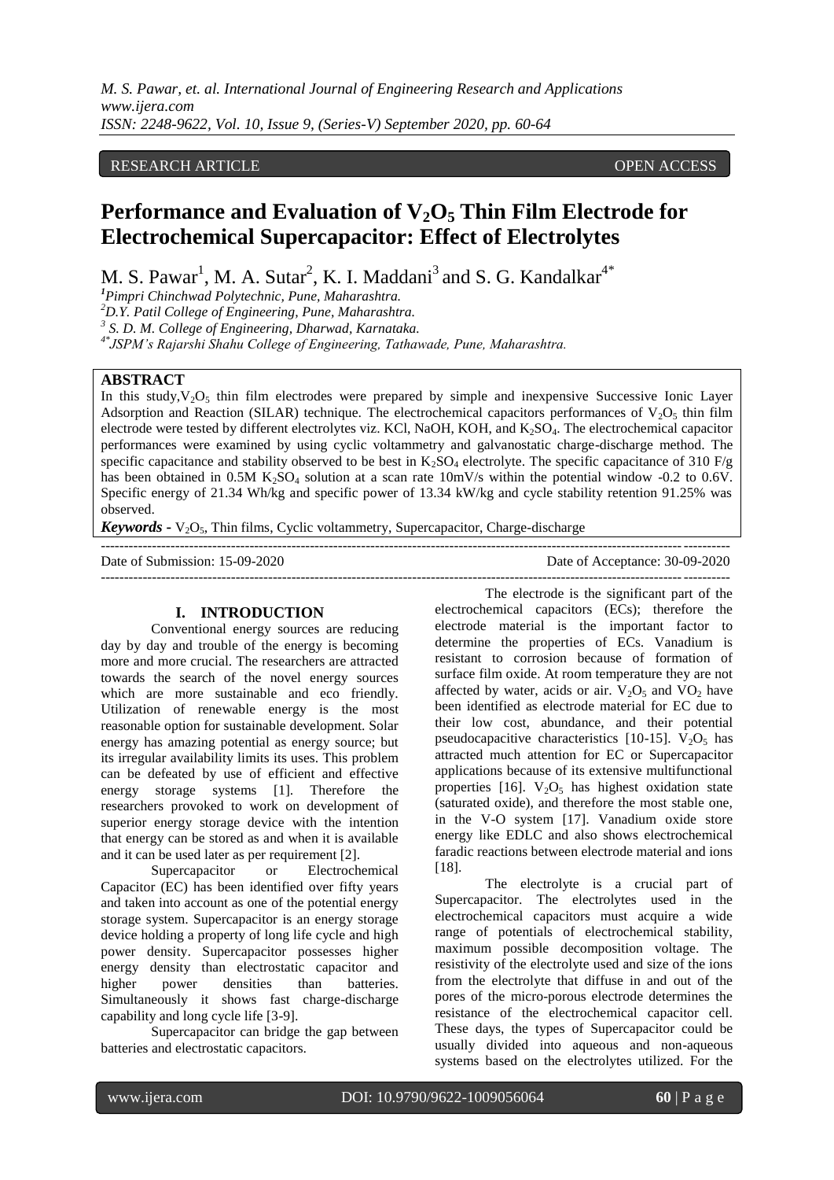RESEARCH ARTICLE OPEN ACCESS

# Performance and Evaluation of $V_2O_5$ Thin Film Electrode for Electrochemical Supercapacitor: Effect of Electrolytes

M. S. Pawar[1], M. A. Sutar[2], K. I. Maddani[3] and S. G. Kandalkar[4*]

[1]*Pimpri Chinchwad Polytechnic, Pune, Maharashtra.*
[2]*D.Y. Patil College of Engineering, Pune, Maharashtra.*
[3] *S. D. M. College of Engineering, Dharwad, Karnataka.*
[4*]*JSPM's Rajarshi Shahu College of Engineering, Tathawade, Pune, Maharashtra.*

## ABSTRACT

In this study, $V_2O_5$ thin film electrodes were prepared by simple and inexpensive Successive Ionic Layer Adsorption and Reaction (SILAR) technique. The electrochemical capacitors performances of $V_2O_5$ thin film electrode were tested by different electrolytes viz. KCl, NaOH, KOH, and $K_2SO_4$. The electrochemical capacitor performances were examined by using cyclic voltammetry and galvanostatic charge-discharge method. The specific capacitance and stability observed to be best in $K_2SO_4$ electrolyte. The specific capacitance of 310 F/g has been obtained in 0.5M $K_2SO_4$ solution at a scan rate 10mV/s within the potential window -0.2 to 0.6V. Specific energy of 21.34 Wh/kg and specific power of 13.34 kW/kg and cycle stability retention 91.25% was observed.

***Keywords -*** $V_2O_5$, Thin films, Cyclic voltammetry, Supercapacitor, Charge-discharge

Date of Submission: 15-09-2020 Date of Acceptance: 30-09-2020

## I. INTRODUCTION

Conventional energy sources are reducing day by day and trouble of the energy is becoming more and more crucial. The researchers are attracted towards the search of the novel energy sources which are more sustainable and eco friendly. Utilization of renewable energy is the most reasonable option for sustainable development. Solar energy has amazing potential as energy source; but its irregular availability limits its uses. This problem can be defeated by use of efficient and effective energy storage systems [1]. Therefore the researchers provoked to work on development of superior energy storage device with the intention that energy can be stored as and when it is available and it can be used later as per requirement [2].

Supercapacitor or Electrochemical Capacitor (EC) has been identified over fifty years and taken into account as one of the potential energy storage system. Supercapacitor is an energy storage device holding a property of long life cycle and high power density. Supercapacitor possesses higher energy density than electrostatic capacitor and higher power densities than batteries. Simultaneously it shows fast charge-discharge capability and long cycle life [3-9].

Supercapacitor can bridge the gap between batteries and electrostatic capacitors.

The electrode is the significant part of the electrochemical capacitors (ECs); therefore the electrode material is the important factor to determine the properties of ECs. Vanadium is resistant to corrosion because of formation of surface film oxide. At room temperature they are not affected by water, acids or air. $V_2O_5$ and $VO_2$ have been identified as electrode material for EC due to their low cost, abundance, and their potential pseudocapacitive characteristics [10-15]. $V_2O_5$ has attracted much attention for EC or Supercapacitor applications because of its extensive multifunctional properties [16]. $V_2O_5$ has highest oxidation state (saturated oxide), and therefore the most stable one, in the V-O system [17]. Vanadium oxide store energy like EDLC and also shows electrochemical faradic reactions between electrode material and ions [18].

The electrolyte is a crucial part of Supercapacitor. The electrolytes used in the electrochemical capacitors must acquire a wide range of potentials of electrochemical stability, maximum possible decomposition voltage. The resistivity of the electrolyte used and size of the ions from the electrolyte that diffuse in and out of the pores of the micro-porous electrode determines the resistance of the electrochemical capacitor cell. These days, the types of Supercapacitor could be usually divided into aqueous and non-aqueous systems based on the electrolytes utilized. For the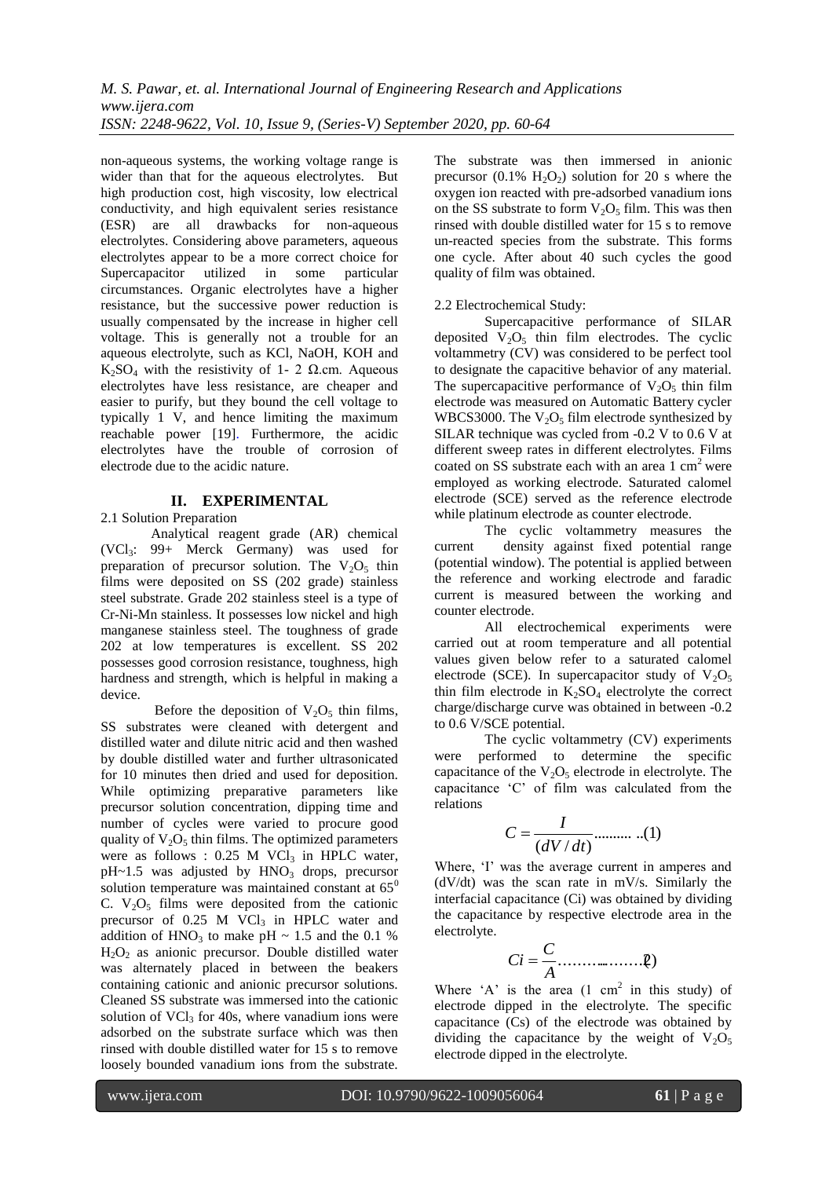non-aqueous systems, the working voltage range is wider than that for the aqueous electrolytes. But high production cost, high viscosity, low electrical conductivity, and high equivalent series resistance (ESR) are all drawbacks for non-aqueous electrolytes. Considering above parameters, aqueous electrolytes appear to be a more correct choice for Supercapacitor utilized in some particular circumstances. Organic electrolytes have a higher resistance, but the successive power reduction is usually compensated by the increase in higher cell voltage. This is generally not a trouble for an aqueous electrolyte, such as KCl, NaOH, KOH and $K_2SO_4$ with the resistivity of 1- 2 Ω.cm. Aqueous electrolytes have less resistance, are cheaper and easier to purify, but they bound the cell voltage to typically 1 V, and hence limiting the maximum reachable power [19]. Furthermore, the acidic electrolytes have the trouble of corrosion of electrode due to the acidic nature.

## II. EXPERIMENTAL

### 2.1 Solution Preparation

Analytical reagent grade (AR) chemical ($VCl_3$: 99+ Merck Germany) was used for preparation of precursor solution. The $V_2O_5$ thin films were deposited on SS (202 grade) stainless steel substrate. Grade 202 stainless steel is a type of Cr-Ni-Mn stainless. It possesses low nickel and high manganese stainless steel. The toughness of grade 202 at low temperatures is excellent. SS 202 possesses good corrosion resistance, toughness, high hardness and strength, which is helpful in making a device.

Before the deposition of $V_2O_5$ thin films, SS substrates were cleaned with detergent and distilled water and dilute nitric acid and then washed by double distilled water and further ultrasonicated for 10 minutes then dried and used for deposition. While optimizing preparative parameters like precursor solution concentration, dipping time and number of cycles were varied to procure good quality of $V_2O_5$ thin films. The optimized parameters were as follows : 0.25 M $VCl_3$ in HPLC water, pH~1.5 was adjusted by $HNO_3$ drops, precursor solution temperature was maintained constant at $65^0$ C. $V_2O_5$ films were deposited from the cationic precursor of 0.25 M $VCl_3$ in HPLC water and addition of $HNO_3$ to make pH ~ 1.5 and the 0.1 % $H_2O_2$ as anionic precursor. Double distilled water was alternately placed in between the beakers containing cationic and anionic precursor solutions. Cleaned SS substrate was immersed into the cationic solution of $VCl_3$ for 40s, where vanadium ions were adsorbed on the substrate surface which was then rinsed with double distilled water for 15 s to remove loosely bounded vanadium ions from the substrate. The substrate was then immersed in anionic precursor (0.1% $H_2O_2$) solution for 20 s where the oxygen ion reacted with pre-adsorbed vanadium ions on the SS substrate to form $V_2O_5$ film. This was then rinsed with double distilled water for 15 s to remove un-reacted species from the substrate. This forms one cycle. After about 40 such cycles the good quality of film was obtained.

### 2.2 Electrochemical Study:

Supercapacitive performance of SILAR deposited $V_2O_5$ thin film electrodes. The cyclic voltammetry (CV) was considered to be perfect tool to designate the capacitive behavior of any material. The supercapacitive performance of $V_2O_5$ thin film electrode was measured on Automatic Battery cycler WBCS3000. The $V_2O_5$ film electrode synthesized by SILAR technique was cycled from -0.2 V to 0.6 V at different sweep rates in different electrolytes. Films coated on SS substrate each with an area 1 $cm^2$ were employed as working electrode. Saturated calomel electrode (SCE) served as the reference electrode while platinum electrode as counter electrode.

The cyclic voltammetry measures the current density against fixed potential range (potential window). The potential is applied between the reference and working electrode and faradic current is measured between the working and counter electrode.

All electrochemical experiments were carried out at room temperature and all potential values given below refer to a saturated calomel electrode (SCE). In supercapacitor study of $V_2O_5$ thin film electrode in $K_2SO_4$ electrolyte the correct charge/discharge curve was obtained in between -0.2 to 0.6 V/SCE potential.

The cyclic voltammetry (CV) experiments were performed to determine the specific capacitance of the $V_2O_5$ electrode in electrolyte. The capacitance 'C' of film was calculated from the relations

$$C = \frac{I}{(dV/dt)} \quad ..........(1)$$

Where, 'I' was the average current in amperes and (dV/dt) was the scan rate in mV/s. Similarly the interfacial capacitance (Ci) was obtained by dividing the capacitance by respective electrode area in the electrolyte.

$$Ci = \frac{C}{A} \quad ..................(2)$$

Where 'A' is the area (1 $cm^2$ in this study) of electrode dipped in the electrolyte. The specific capacitance (Cs) of the electrode was obtained by dividing the capacitance by the weight of $V_2O_5$ electrode dipped in the electrolyte.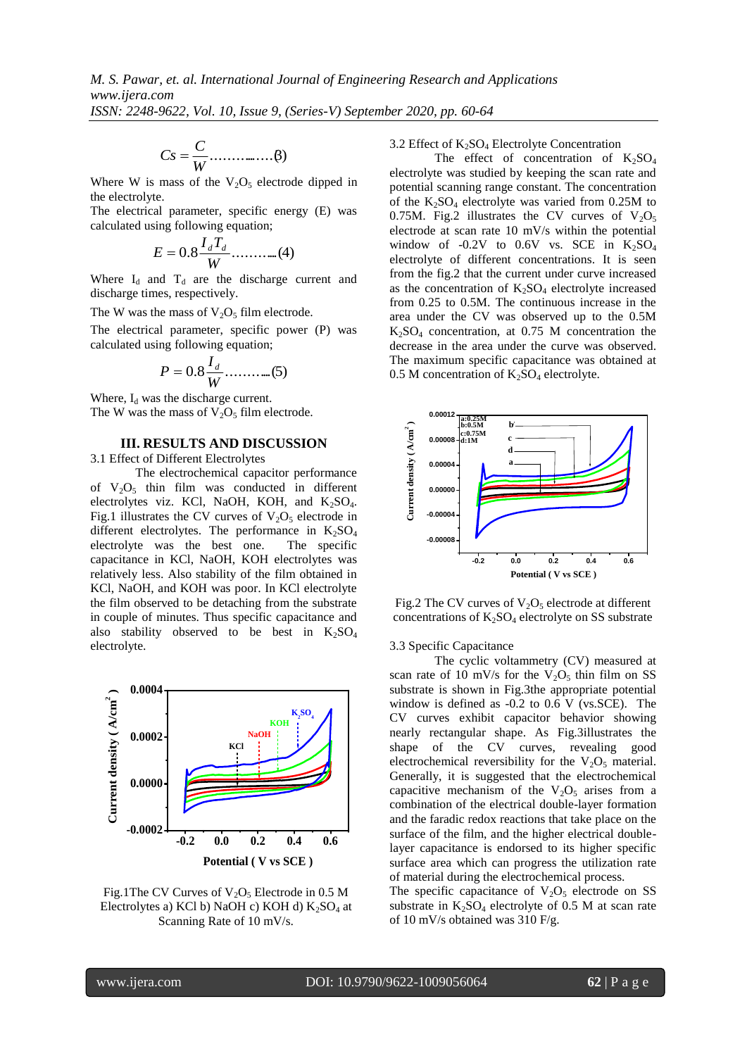$$Cs = \frac{C}{W} \ldots\ldots\ldots\ldots(3)$$

Where W is mass of the $V_2O_5$ electrode dipped in the electrolyte.

The electrical parameter, specific energy (E) was calculated using following equation;

$$E = 0.8\frac{I_d T_d}{W} \ldots\ldots\ldots\ldots(4)$$

Where $I_d$ and $T_d$ are the discharge current and discharge times, respectively.

The W was the mass of $V_2O_5$ film electrode.

The electrical parameter, specific power (P) was calculated using following equation;

$$P = 0.8\frac{I_d}{W} \ldots\ldots\ldots\ldots(5)$$

Where, $I_d$ was the discharge current.
The W was the mass of $V_2O_5$ film electrode.

## III. RESULTS AND DISCUSSION

### 3.1 Effect of Different Electrolytes

The electrochemical capacitor performance of $V_2O_5$ thin film was conducted in different electrolytes viz. KCl, NaOH, KOH, and $K_2SO_4$. Fig.1 illustrates the CV curves of $V_2O_5$ electrode in different electrolytes. The performance in $K_2SO_4$ electrolyte was the best one. The specific capacitance in KCl, NaOH, KOH electrolytes was relatively less. Also stability of the film obtained in KCl, NaOH, and KOH was poor. In KCl electrolyte the film observed to be detaching from the substrate in couple of minutes. Thus specific capacitance and also stability observed to be best in $K_2SO_4$ electrolyte.

Fig.1The CV Curves of $V_2O_5$ Electrode in 0.5 M Electrolytes a) KCl b) NaOH c) KOH d) $K_2SO_4$ at Scanning Rate of 10 mV/s.

### 3.2 Effect of $K_2SO_4$ Electrolyte Concentration

The effect of concentration of $K_2SO_4$ electrolyte was studied by keeping the scan rate and potential scanning range constant. The concentration of the $K_2SO_4$ electrolyte was varied from 0.25M to 0.75M. Fig.2 illustrates the CV curves of $V_2O_5$ electrode at scan rate 10 mV/s within the potential window of -0.2V to 0.6V vs. SCE in $K_2SO_4$ electrolyte of different concentrations. It is seen from the fig.2 that the current under curve increased as the concentration of $K_2SO_4$ electrolyte increased from 0.25 to 0.5M. The continuous increase in the area under the CV was observed up to the 0.5M $K_2SO_4$ concentration, at 0.75 M concentration the decrease in the area under the curve was observed. The maximum specific capacitance was obtained at 0.5 M concentration of $K_2SO_4$ electrolyte.

Fig.2 The CV curves of $V_2O_5$ electrode at different concentrations of $K_2SO_4$ electrolyte on SS substrate

### 3.3 Specific Capacitance

The cyclic voltammetry (CV) measured at scan rate of 10 mV/s for the $V_2O_5$ thin film on SS substrate is shown in Fig.3the appropriate potential window is defined as -0.2 to 0.6 V (vs.SCE). The CV curves exhibit capacitor behavior showing nearly rectangular shape. As Fig.3illustrates the shape of the CV curves, revealing good electrochemical reversibility for the $V_2O_5$ material. Generally, it is suggested that the electrochemical capacitive mechanism of the $V_2O_5$ arises from a combination of the electrical double-layer formation and the faradic redox reactions that take place on the surface of the film, and the higher electrical double-layer capacitance is endorsed to its higher specific surface area which can progress the utilization rate of material during the electrochemical process.

The specific capacitance of $V_2O_5$ electrode on SS substrate in $K_2SO_4$ electrolyte of 0.5 M at scan rate of 10 mV/s obtained was 310 F/g.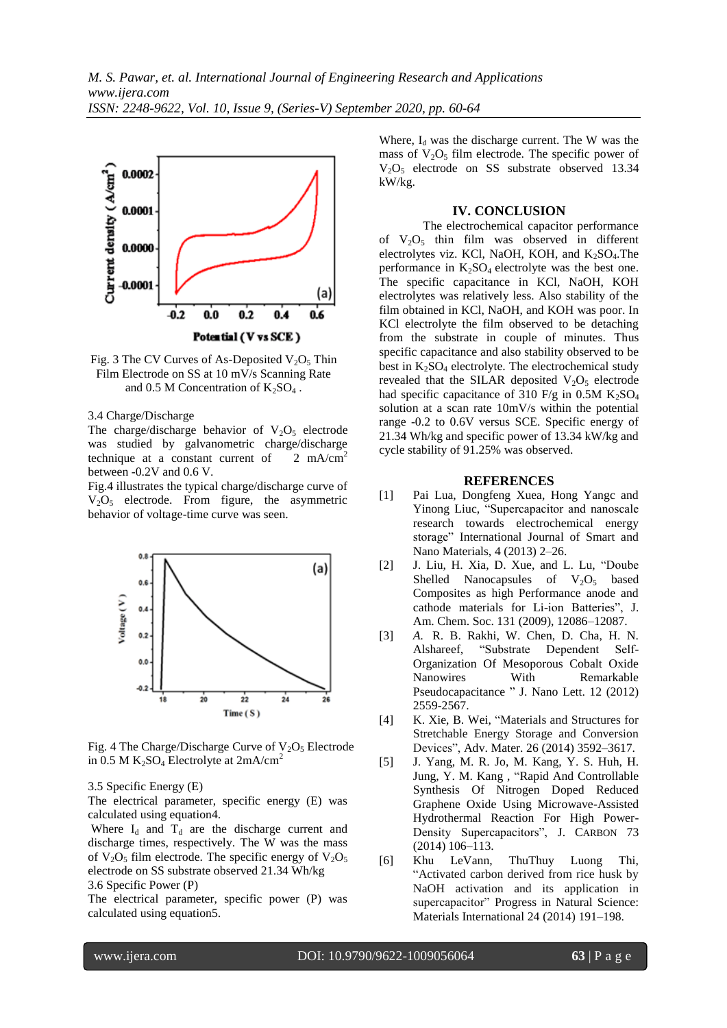Fig. 3 The CV Curves of As-Deposited $V_2O_5$ Thin Film Electrode on SS at 10 mV/s Scanning Rate and 0.5 M Concentration of $K_2SO_4$ .

3.4 Charge/Discharge

The charge/discharge behavior of $V_2O_5$ electrode was studied by galvanometric charge/discharge technique at a constant current of 2 mA/cm$^2$ between -0.2V and 0.6 V.

Fig.4 illustrates the typical charge/discharge curve of $V_2O_5$ electrode. From figure, the asymmetric behavior of voltage-time curve was seen.

Fig. 4 The Charge/Discharge Curve of $V_2O_5$ Electrode in 0.5 M $K_2SO_4$ Electrolyte at 2mA/cm$^2$

3.5 Specific Energy (E)

The electrical parameter, specific energy (E) was calculated using equation4.

Where $I_d$ and $T_d$ are the discharge current and discharge times, respectively. The W was the mass of $V_2O_5$ film electrode. The specific energy of $V_2O_5$ electrode on SS substrate observed 21.34 Wh/kg

3.6 Specific Power (P)

The electrical parameter, specific power (P) was calculated using equation5.

Where, $I_d$ was the discharge current. The W was the mass of $V_2O_5$ film electrode. The specific power of $V_2O_5$ electrode on SS substrate observed 13.34 kW/kg.

## IV. CONCLUSION

The electrochemical capacitor performance of $V_2O_5$ thin film was observed in different electrolytes viz. KCl, NaOH, KOH, and $K_2SO_4$.The performance in $K_2SO_4$ electrolyte was the best one. The specific capacitance in KCl, NaOH, KOH electrolytes was relatively less. Also stability of the film obtained in KCl, NaOH, and KOH was poor. In KCl electrolyte the film observed to be detaching from the substrate in couple of minutes. Thus specific capacitance and also stability observed to be best in $K_2SO_4$ electrolyte. The electrochemical study revealed that the SILAR deposited $V_2O_5$ electrode had specific capacitance of 310 F/g in 0.5M $K_2SO_4$ solution at a scan rate 10mV/s within the potential range -0.2 to 0.6V versus SCE. Specific energy of 21.34 Wh/kg and specific power of 13.34 kW/kg and cycle stability of 91.25% was observed.

## REFERENCES

[1] Pai Lua, Dongfeng Xuea, Hong Yangc and Yinong Liuc, "Supercapacitor and nanoscale research towards electrochemical energy storage" International Journal of Smart and Nano Materials, 4 (2013) 2–26.

[2] J. Liu, H. Xia, D. Xue, and L. Lu, "Doube Shelled Nanocapsules of $V_2O_5$ based Composites as high Performance anode and cathode materials for Li-ion Batteries", J. Am. Chem. Soc. 131 (2009), 12086–12087.

[3] *A.* R. B. Rakhi, W. Chen, D. Cha, H. N. Alshareef, "Substrate Dependent Self-Organization Of Mesoporous Cobalt Oxide Nanowires With Remarkable Pseudocapacitance " J. Nano Lett. 12 (2012) 2559-2567.

[4] K. Xie, B. Wei, "Materials and Structures for Stretchable Energy Storage and Conversion Devices", Adv. Mater. 26 (2014) 3592–3617.

[5] J. Yang, M. R. Jo, M. Kang, Y. S. Huh, H. Jung, Y. M. Kang , "Rapid And Controllable Synthesis Of Nitrogen Doped Reduced Graphene Oxide Using Microwave-Assisted Hydrothermal Reaction For High Power-Density Supercapacitors", J. CARBON 73 (2014) 106–113.

[6] Khu LeVann, ThuThuy Luong Thi, "Activated carbon derived from rice husk by NaOH activation and its application in supercapacitor" Progress in Natural Science: Materials International 24 (2014) 191–198.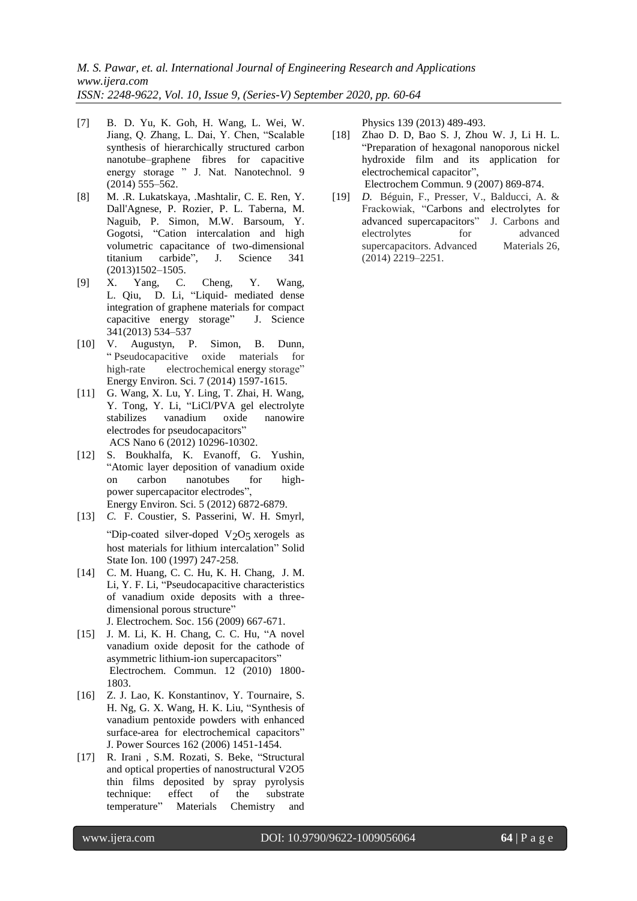[7] B. D. Yu, K. Goh, H. Wang, L. Wei, W. Jiang, Q. Zhang, L. Dai, Y. Chen, "Scalable synthesis of hierarchically structured carbon nanotube–graphene fibres for capacitive energy storage " J. Nat. Nanotechnol. 9 (2014) 555–562.

[8] M. .R. Lukatskaya, .Mashtalir, C. E. Ren, Y. Dall'Agnese, P. Rozier, P. L. Taberna, M. Naguib, P. Simon, M.W. Barsoum, Y. Gogotsi, "Cation intercalation and high volumetric capacitance of two-dimensional titanium carbide", J. Science 341 (2013)1502–1505.

[9] X. Yang, C. Cheng, Y. Wang, L. Qiu, D. Li, "Liquid- mediated dense integration of graphene materials for compact capacitive energy storage" J. Science 341(2013) 534–537

[10] V. Augustyn, P. Simon, B. Dunn, " Pseudocapacitive oxide materials for high-rate electrochemical energy storage" Energy Environ. Sci. 7 (2014) 1597-1615.

[11] G. Wang, X. Lu, Y. Ling, T. Zhai, H. Wang, Y. Tong, Y. Li, "LiCl/PVA gel electrolyte stabilizes vanadium oxide nanowire electrodes for pseudocapacitors" ACS Nano 6 (2012) 10296-10302.

[12] S. Boukhalfa, K. Evanoff, G. Yushin, "Atomic layer deposition of vanadium oxide on carbon nanotubes for high-power supercapacitor electrodes", Energy Environ. Sci. 5 (2012) 6872-6879.

[13] *C.* F. Coustier, S. Passerini, W. H. Smyrl, "Dip-coated silver-doped $V_2O_5$ xerogels as host materials for lithium intercalation" Solid State Ion. 100 (1997) 247-258.

[14] C. M. Huang, C. C. Hu, K. H. Chang, J. M. Li, Y. F. Li, "Pseudocapacitive characteristics of vanadium oxide deposits with a three-dimensional porous structure" J. Electrochem. Soc. 156 (2009) 667-671.

[15] J. M. Li, K. H. Chang, C. C. Hu, "A novel vanadium oxide deposit for the cathode of asymmetric lithium-ion supercapacitors" Electrochem. Commun. 12 (2010) 1800-1803.

[16] Z. J. Lao, K. Konstantinov, Y. Tournaire, S. H. Ng, G. X. Wang, H. K. Liu, "Synthesis of vanadium pentoxide powders with enhanced surface-area for electrochemical capacitors" J. Power Sources 162 (2006) 1451-1454.

[17] R. Irani , S.M. Rozati, S. Beke, "Structural and optical properties of nanostructural V2O5 thin films deposited by spray pyrolysis technique: effect of the substrate temperature" Materials Chemistry and Physics 139 (2013) 489-493.

[18] Zhao D. D, Bao S. J, Zhou W. J, Li H. L. "Preparation of hexagonal nanoporous nickel hydroxide film and its application for electrochemical capacitor", Electrochem Commun. 9 (2007) 869-874.

[19] *D.* Béguin, F., Presser, V., Balducci, A. & Frackowiak, "Carbons and electrolytes for advanced supercapacitors" J. Carbons and electrolytes for advanced supercapacitors. Advanced Materials 26, (2014) 2219–2251.